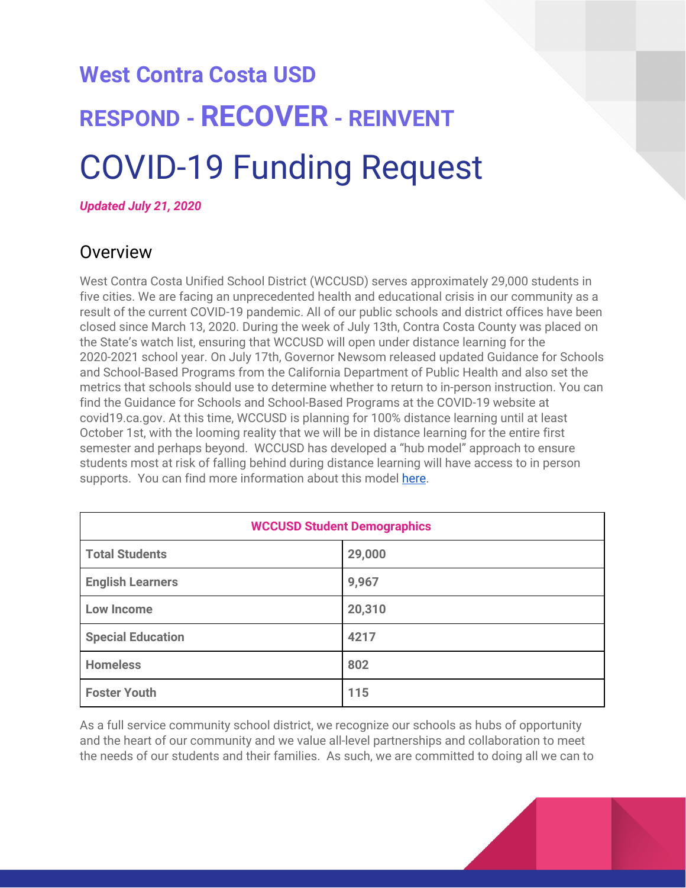# West Contra Costa USD

## RESPOND - RECOVER - REINVENT

# COVID-19 Funding Request

***Updated July 21, 2020***

## Overview

West Contra Costa Unified School District (WCCUSD) serves approximately 29,000 students in five cities. We are facing an unprecedented health and educational crisis in our community as a result of the current COVID-19 pandemic. All of our public schools and district offices have been closed since March 13, 2020. During the week of July 13th, Contra Costa County was placed on the State's watch list, ensuring that WCCUSD will open under distance learning for the 2020-2021 school year. On July 17th, Governor Newsom released updated Guidance for Schools and School-Based Programs from the California Department of Public Health and also set the metrics that schools should use to determine whether to return to in-person instruction. You can find the Guidance for Schools and School-Based Programs at the COVID-19 website at covid19.ca.gov. At this time, WCCUSD is planning for 100% distance learning until at least October 1st, with the looming reality that we will be in distance learning for the entire first semester and perhaps beyond. WCCUSD has developed a "hub model" approach to ensure students most at risk of falling behind during distance learning will have access to in person supports. You can find more information about this model here.

| WCCUSD Student Demographics | |
|---|---|
| **Total Students** | **29,000** |
| **English Learners** | **9,967** |
| **Low Income** | **20,310** |
| **Special Education** | **4217** |
| **Homeless** | **802** |
| **Foster Youth** | **115** |

As a full service community school district, we recognize our schools as hubs of opportunity and the heart of our community and we value all-level partnerships and collaboration to meet the needs of our students and their families. As such, we are committed to doing all we can to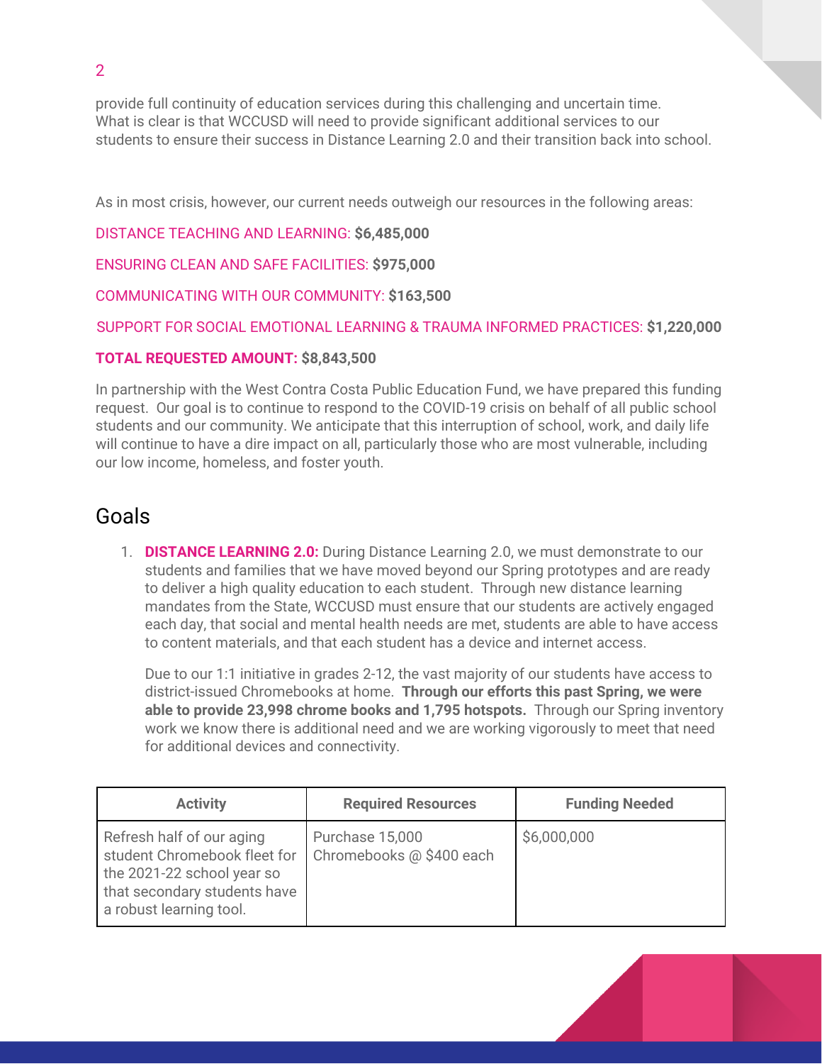provide full continuity of education services during this challenging and uncertain time. What is clear is that WCCUSD will need to provide significant additional services to our students to ensure their success in Distance Learning 2.0 and their transition back into school.

As in most crisis, however, our current needs outweigh our resources in the following areas:

DISTANCE TEACHING AND LEARNING: **$6,485,000**

ENSURING CLEAN AND SAFE FACILITIES: **$975,000**

COMMUNICATING WITH OUR COMMUNITY: **$163,500**

SUPPORT FOR SOCIAL EMOTIONAL LEARNING & TRAUMA INFORMED PRACTICES: **$1,220,000**

**TOTAL REQUESTED AMOUNT: $8,843,500**

In partnership with the West Contra Costa Public Education Fund, we have prepared this funding request. Our goal is to continue to respond to the COVID-19 crisis on behalf of all public school students and our community. We anticipate that this interruption of school, work, and daily life will continue to have a dire impact on all, particularly those who are most vulnerable, including our low income, homeless, and foster youth.

## Goals

1. **DISTANCE LEARNING 2.0:** During Distance Learning 2.0, we must demonstrate to our students and families that we have moved beyond our Spring prototypes and are ready to deliver a high quality education to each student. Through new distance learning mandates from the State, WCCUSD must ensure that our students are actively engaged each day, that social and mental health needs are met, students are able to have access to content materials, and that each student has a device and internet access.

   Due to our 1:1 initiative in grades 2-12, the vast majority of our students have access to district-issued Chromebooks at home. **Through our efforts this past Spring, we were able to provide 23,998 chrome books and 1,795 hotspots.** Through our Spring inventory work we know there is additional need and we are working vigorously to meet that need for additional devices and connectivity.

| Activity | Required Resources | Funding Needed |
| --- | --- | --- |
| Refresh half of our aging student Chromebook fleet for the 2021-22 school year so that secondary students have a robust learning tool. | Purchase 15,000 Chromebooks @ $400 each | $6,000,000 |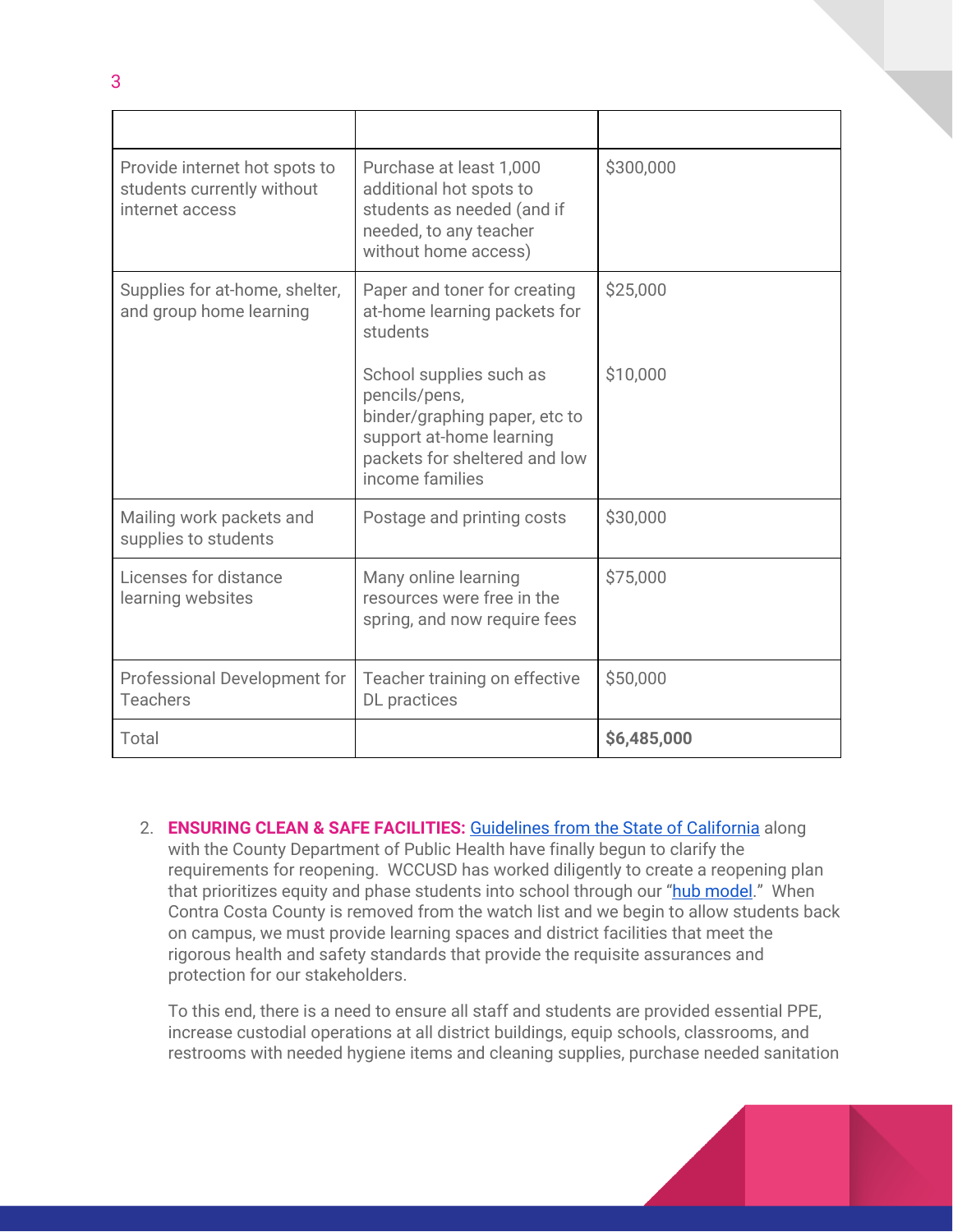| | | |
|---|---|---|
| Provide internet hot spots to students currently without internet access | Purchase at least 1,000 additional hot spots to students as needed (and if needed, to any teacher without home access) | $300,000 |
| Supplies for at-home, shelter, and group home learning | Paper and toner for creating at-home learning packets for students<br><br>School supplies such as pencils/pens, binder/graphing paper, etc to support at-home learning packets for sheltered and low income families | $25,000<br><br>$10,000 |
| Mailing work packets and supplies to students | Postage and printing costs | $30,000 |
| Licenses for distance learning websites | Many online learning resources were free in the spring, and now require fees | $75,000 |
| Professional Development for Teachers | Teacher training on effective DL practices | $50,000 |
| Total | | **$6,485,000** |

2. **ENSURING CLEAN & SAFE FACILITIES:** Guidelines from the State of California along with the County Department of Public Health have finally begun to clarify the requirements for reopening. WCCUSD has worked diligently to create a reopening plan that prioritizes equity and phase students into school through our "hub model." When Contra Costa County is removed from the watch list and we begin to allow students back on campus, we must provide learning spaces and district facilities that meet the rigorous health and safety standards that provide the requisite assurances and protection for our stakeholders.

   To this end, there is a need to ensure all staff and students are provided essential PPE, increase custodial operations at all district buildings, equip schools, classrooms, and restrooms with needed hygiene items and cleaning supplies, purchase needed sanitation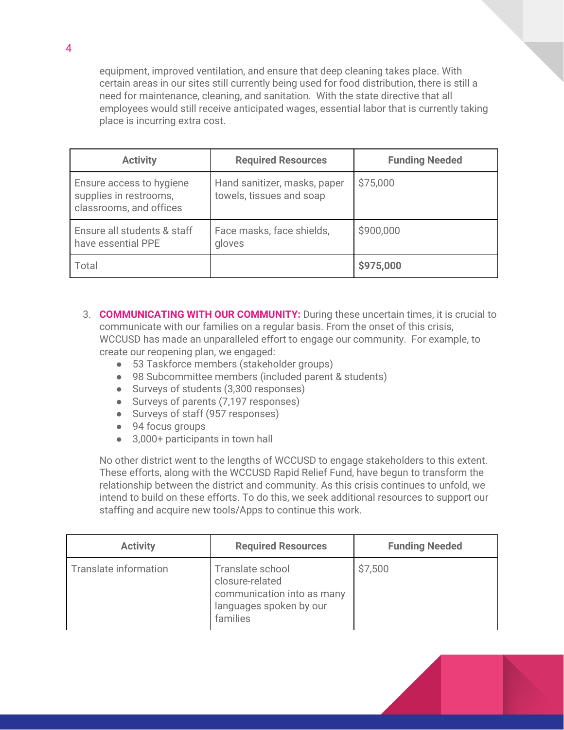equipment, improved ventilation, and ensure that deep cleaning takes place. With certain areas in our sites still currently being used for food distribution, there is still a need for maintenance, cleaning, and sanitation. With the state directive that all employees would still receive anticipated wages, essential labor that is currently taking place is incurring extra cost.

| Activity | Required Resources | Funding Needed |
|---|---|---|
| Ensure access to hygiene supplies in restrooms, classrooms, and offices | Hand sanitizer, masks, paper towels, tissues and soap | $75,000 |
| Ensure all students & staff have essential PPE | Face masks, face shields, gloves | $900,000 |
| Total | | **$975,000** |

3. **COMMUNICATING WITH OUR COMMUNITY:** During these uncertain times, it is crucial to communicate with our families on a regular basis. From the onset of this crisis, WCCUSD has made an unparalleled effort to engage our community. For example, to create our reopening plan, we engaged:
   - 53 Taskforce members (stakeholder groups)
   - 98 Subcommittee members (included parent & students)
   - Surveys of students (3,300 responses)
   - Surveys of parents (7,197 responses)
   - Surveys of staff (957 responses)
   - 94 focus groups
   - 3,000+ participants in town hall

   No other district went to the lengths of WCCUSD to engage stakeholders to this extent. These efforts, along with the WCCUSD Rapid Relief Fund, have begun to transform the relationship between the district and community. As this crisis continues to unfold, we intend to build on these efforts. To do this, we seek additional resources to support our staffing and acquire new tools/Apps to continue this work.

| Activity | Required Resources | Funding Needed |
|---|---|---|
| Translate information | Translate school closure-related communication into as many languages spoken by our families | $7,500 |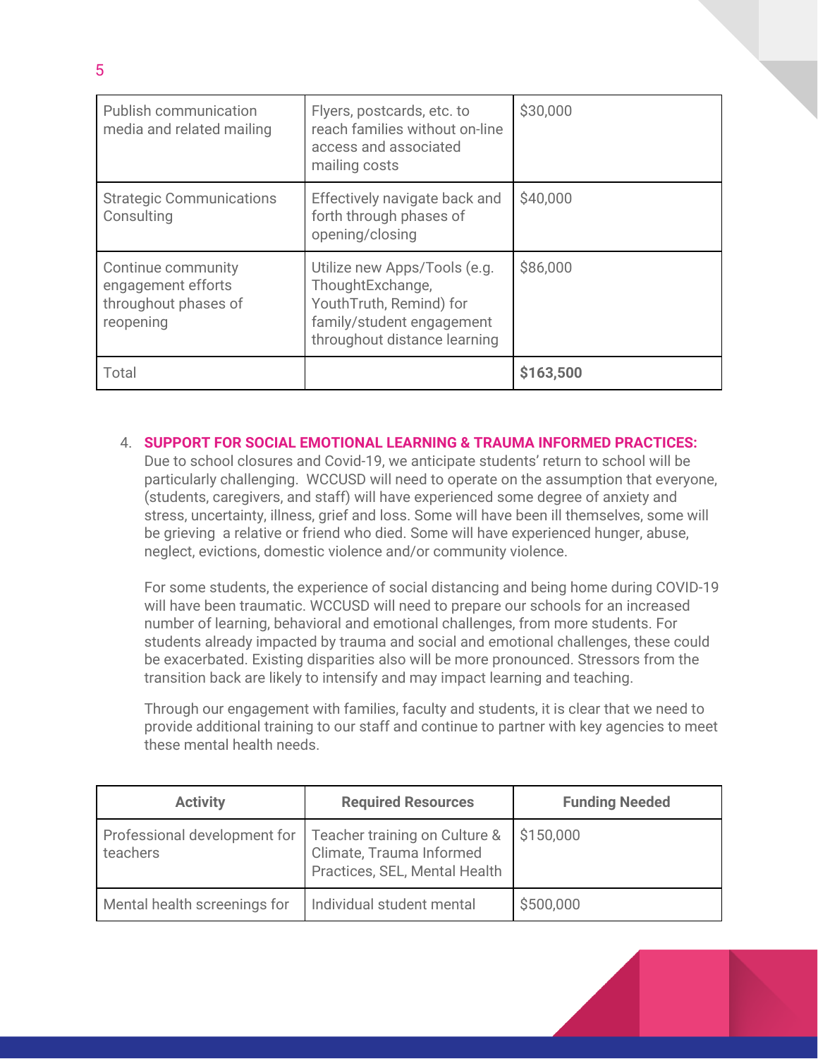| Publish communication media and related mailing | Flyers, postcards, etc. to reach families without on-line access and associated mailing costs | $30,000 |
|---|---|---|
| Strategic Communications Consulting | Effectively navigate back and forth through phases of opening/closing | $40,000 |
| Continue community engagement efforts throughout phases of reopening | Utilize new Apps/Tools (e.g. ThoughtExchange, YouthTruth, Remind) for family/student engagement throughout distance learning | $86,000 |
| Total | | **$163,500** |

4. **SUPPORT FOR SOCIAL EMOTIONAL LEARNING & TRAUMA INFORMED PRACTICES:** Due to school closures and Covid-19, we anticipate students' return to school will be particularly challenging. WCCUSD will need to operate on the assumption that everyone, (students, caregivers, and staff) will have experienced some degree of anxiety and stress, uncertainty, illness, grief and loss. Some will have been ill themselves, some will be grieving a relative or friend who died. Some will have experienced hunger, abuse, neglect, evictions, domestic violence and/or community violence.

   For some students, the experience of social distancing and being home during COVID-19 will have been traumatic. WCCUSD will need to prepare our schools for an increased number of learning, behavioral and emotional challenges, from more students. For students already impacted by trauma and social and emotional challenges, these could be exacerbated. Existing disparities also will be more pronounced. Stressors from the transition back are likely to intensify and may impact learning and teaching.

   Through our engagement with families, faculty and students, it is clear that we need to provide additional training to our staff and continue to partner with key agencies to meet these mental health needs.

| Activity | Required Resources | Funding Needed |
|---|---|---|
| Professional development for teachers | Teacher training on Culture & Climate, Trauma Informed Practices, SEL, Mental Health | $150,000 |
| Mental health screenings for | Individual student mental | $500,000 |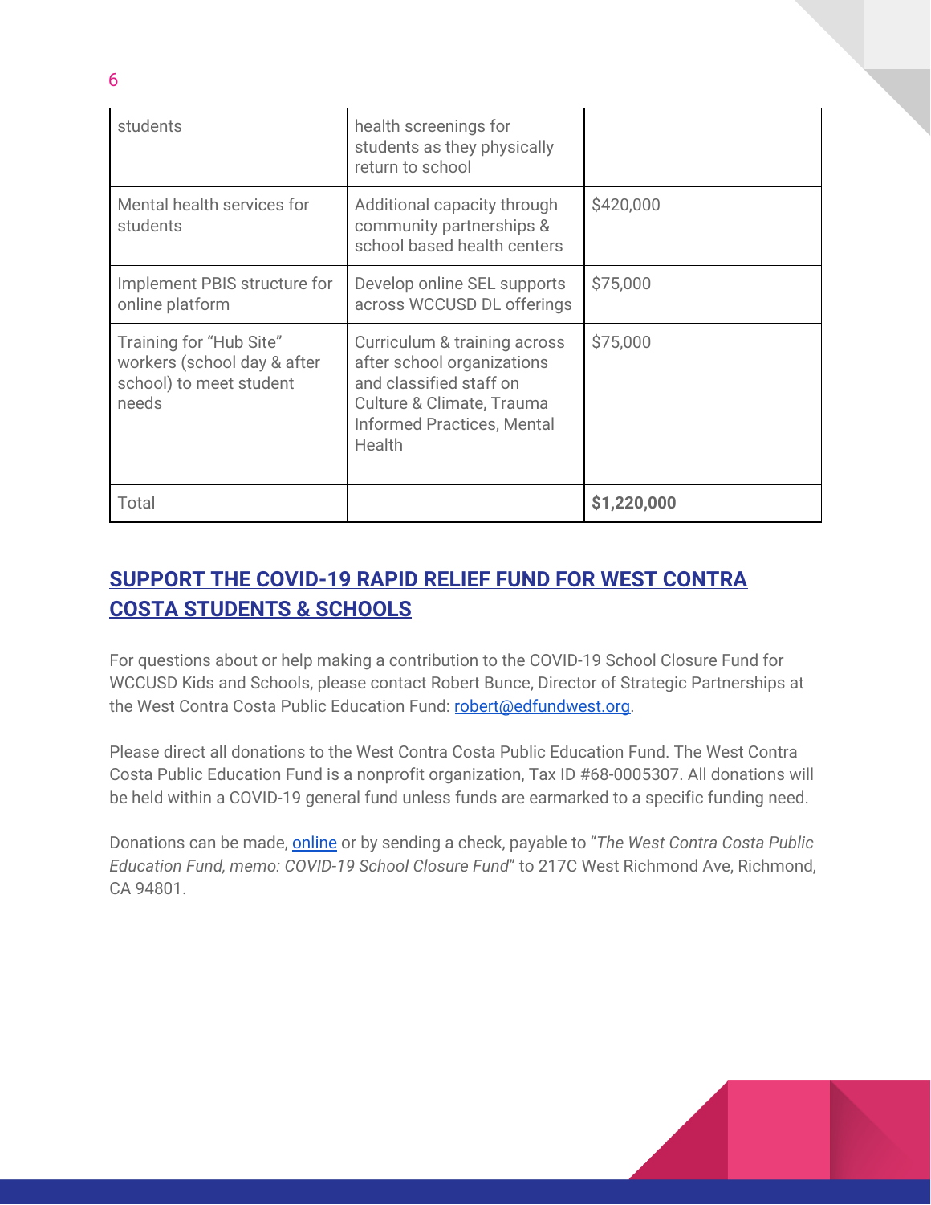| | | |
|---|---|---|
| students | health screenings for students as they physically return to school | |
| Mental health services for students | Additional capacity through community partnerships & school based health centers | $420,000 |
| Implement PBIS structure for online platform | Develop online SEL supports across WCCUSD DL offerings | $75,000 |
| Training for “Hub Site” workers (school day & after school) to meet student needs | Curriculum & training across after school organizations and classified staff on Culture & Climate, Trauma Informed Practices, Mental Health | $75,000 |
| Total | | **$1,220,000** |

## SUPPORT THE COVID-19 RAPID RELIEF FUND FOR WEST CONTRA COSTA STUDENTS & SCHOOLS

For questions about or help making a contribution to the COVID-19 School Closure Fund for WCCUSD Kids and Schools, please contact Robert Bunce, Director of Strategic Partnerships at the West Contra Costa Public Education Fund: robert@edfundwest.org.

Please direct all donations to the West Contra Costa Public Education Fund. The West Contra Costa Public Education Fund is a nonprofit organization, Tax ID #68-0005307. All donations will be held within a COVID-19 general fund unless funds are earmarked to a specific funding need.

Donations can be made, online or by sending a check, payable to “*The West Contra Costa Public Education Fund, memo: COVID-19 School Closure Fund*” to 217C West Richmond Ave, Richmond, CA 94801.